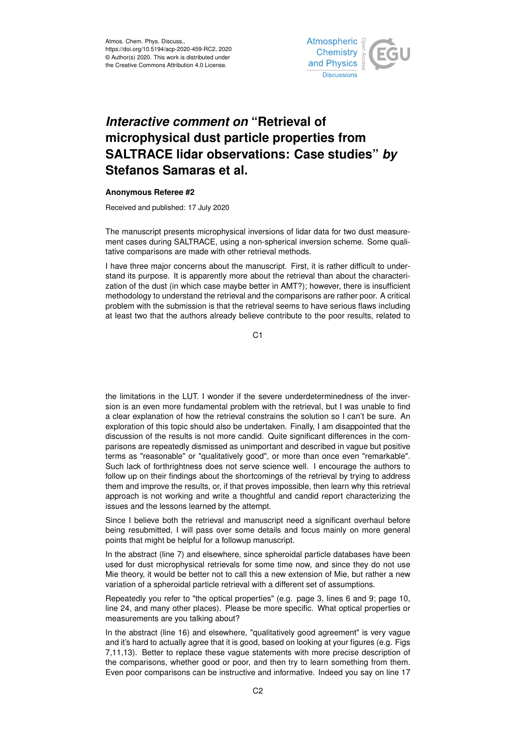Atmos. Chem. Phys. Discuss.,
https://doi.org/10.5194/acp-2020-459-RC2, 2020
© Author(s) 2020. This work is distributed under
the Creative Commons Attribution 4.0 License.

# *Interactive comment on* "Retrieval of microphysical dust particle properties from SALTRACE lidar observations: Case studies" *by* Stefanos Samaras et al.

### Anonymous Referee #2

Received and published: 17 July 2020

The manuscript presents microphysical inversions of lidar data for two dust measurement cases during SALTRACE, using a non-spherical inversion scheme. Some qualitative comparisons are made with other retrieval methods.

I have three major concerns about the manuscript. First, it is rather difficult to understand its purpose. It is apparently more about the retrieval than about the characterization of the dust (in which case maybe better in AMT?); however, there is insufficient methodology to understand the retrieval and the comparisons are rather poor. A critical problem with the submission is that the retrieval seems to have serious flaws including at least two that the authors already believe contribute to the poor results, related to the limitations in the LUT. I wonder if the severe underdeterminedness of the inversion is an even more fundamental problem with the retrieval, but I was unable to find a clear explanation of how the retrieval constrains the solution so I can't be sure. An exploration of this topic should also be undertaken. Finally, I am disappointed that the discussion of the results is not more candid. Quite significant differences in the comparisons are repeatedly dismissed as unimportant and described in vague but positive terms as "reasonable" or "qualitatively good", or more than once even "remarkable". Such lack of forthrightness does not serve science well. I encourage the authors to follow up on their findings about the shortcomings of the retrieval by trying to address them and improve the results, or, if that proves impossible, then learn why this retrieval approach is not working and write a thoughtful and candid report characterizing the issues and the lessons learned by the attempt.

Since I believe both the retrieval and manuscript need a significant overhaul before being resubmitted, I will pass over some details and focus mainly on more general points that might be helpful for a followup manuscript.

In the abstract (line 7) and elsewhere, since spheroidal particle databases have been used for dust microphysical retrievals for some time now, and since they do not use Mie theory, it would be better not to call this a new extension of Mie, but rather a new variation of a spheroidal particle retrieval with a different set of assumptions.

Repeatedly you refer to "the optical properties" (e.g. page 3, lines 6 and 9; page 10, line 24, and many other places). Please be more specific. What optical properties or measurements are you talking about?

In the abstract (line 16) and elsewhere, "qualitatively good agreement" is very vague and it's hard to actually agree that it is good, based on looking at your figures (e.g. Figs 7,11,13). Better to replace these vague statements with more precise description of the comparisons, whether good or poor, and then try to learn something from them. Even poor comparisons can be instructive and informative. Indeed you say on line 17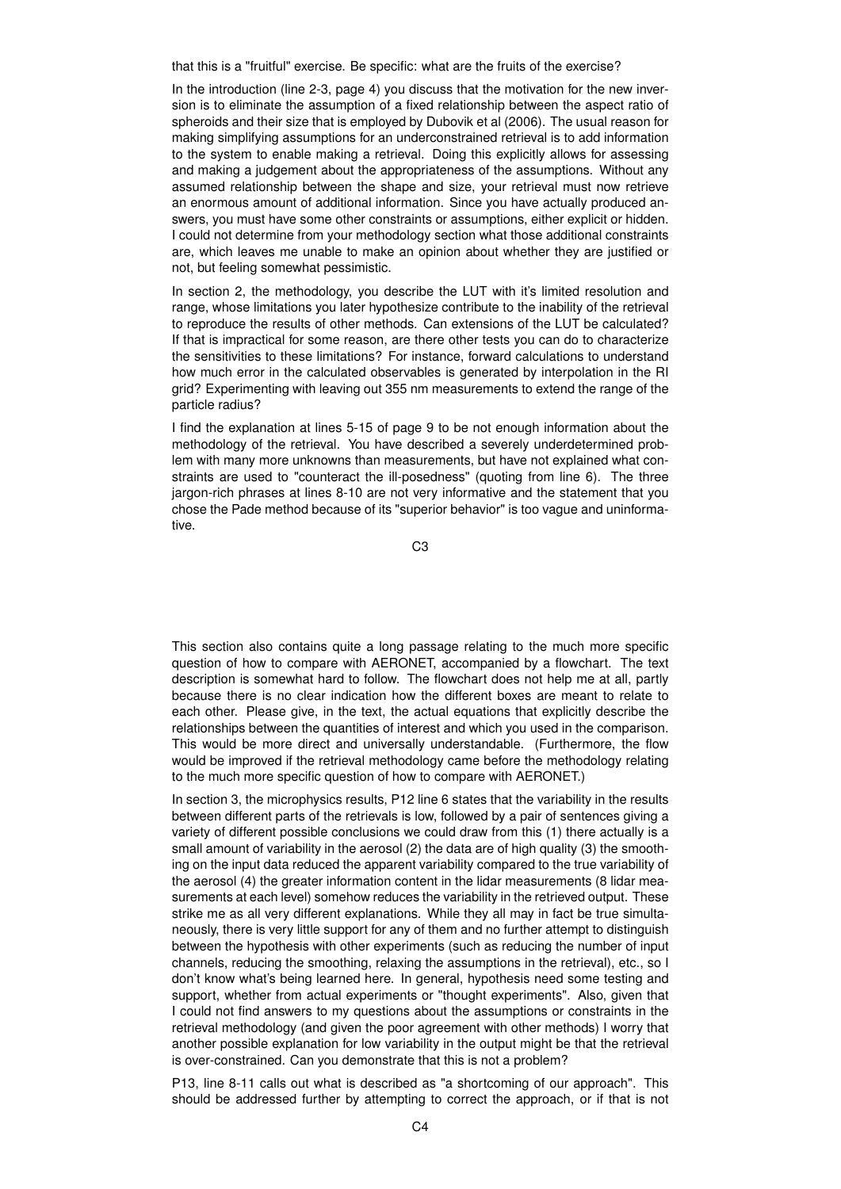that this is a "fruitful" exercise. Be specific: what are the fruits of the exercise?

In the introduction (line 2-3, page 4) you discuss that the motivation for the new inversion is to eliminate the assumption of a fixed relationship between the aspect ratio of spheroids and their size that is employed by Dubovik et al (2006). The usual reason for making simplifying assumptions for an underconstrained retrieval is to add information to the system to enable making a retrieval. Doing this explicitly allows for assessing and making a judgement about the appropriateness of the assumptions. Without any assumed relationship between the shape and size, your retrieval must now retrieve an enormous amount of additional information. Since you have actually produced answers, you must have some other constraints or assumptions, either explicit or hidden. I could not determine from your methodology section what those additional constraints are, which leaves me unable to make an opinion about whether they are justified or not, but feeling somewhat pessimistic.

In section 2, the methodology, you describe the LUT with it's limited resolution and range, whose limitations you later hypothesize contribute to the inability of the retrieval to reproduce the results of other methods. Can extensions of the LUT be calculated? If that is impractical for some reason, are there other tests you can do to characterize the sensitivities to these limitations? For instance, forward calculations to understand how much error in the calculated observables is generated by interpolation in the RI grid? Experimenting with leaving out 355 nm measurements to extend the range of the particle radius?

I find the explanation at lines 5-15 of page 9 to be not enough information about the methodology of the retrieval. You have described a severely underdetermined problem with many more unknowns than measurements, but have not explained what constraints are used to "counteract the ill-posedness" (quoting from line 6). The three jargon-rich phrases at lines 8-10 are not very informative and the statement that you chose the Pade method because of its "superior behavior" is too vague and uninformative.

This section also contains quite a long passage relating to the much more specific question of how to compare with AERONET, accompanied by a flowchart. The text description is somewhat hard to follow. The flowchart does not help me at all, partly because there is no clear indication how the different boxes are meant to relate to each other. Please give, in the text, the actual equations that explicitly describe the relationships between the quantities of interest and which you used in the comparison. This would be more direct and universally understandable. (Furthermore, the flow would be improved if the retrieval methodology came before the methodology relating to the much more specific question of how to compare with AERONET.)

In section 3, the microphysics results, P12 line 6 states that the variability in the results between different parts of the retrievals is low, followed by a pair of sentences giving a variety of different possible conclusions we could draw from this (1) there actually is a small amount of variability in the aerosol (2) the data are of high quality (3) the smoothing on the input data reduced the apparent variability compared to the true variability of the aerosol (4) the greater information content in the lidar measurements (8 lidar measurements at each level) somehow reduces the variability in the retrieved output. These strike me as all very different explanations. While they all may in fact be true simultaneously, there is very little support for any of them and no further attempt to distinguish between the hypothesis with other experiments (such as reducing the number of input channels, reducing the smoothing, relaxing the assumptions in the retrieval), etc., so I don't know what's being learned here. In general, hypothesis need some testing and support, whether from actual experiments or "thought experiments". Also, given that I could not find answers to my questions about the assumptions or constraints in the retrieval methodology (and given the poor agreement with other methods) I worry that another possible explanation for low variability in the output might be that the retrieval is over-constrained. Can you demonstrate that this is not a problem?

P13, line 8-11 calls out what is described as "a shortcoming of our approach". This should be addressed further by attempting to correct the approach, or if that is not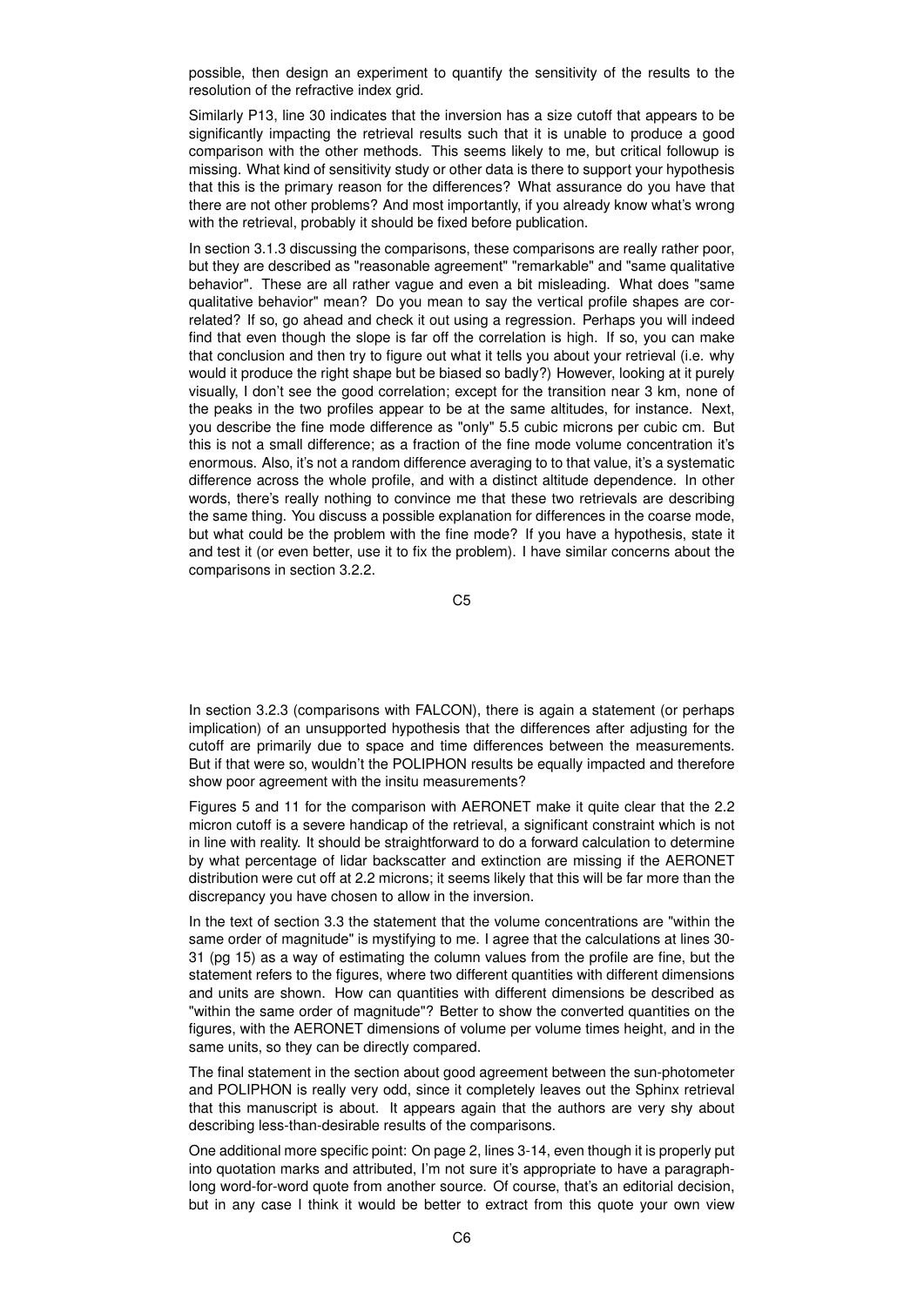possible, then design an experiment to quantify the sensitivity of the results to the resolution of the refractive index grid.

Similarly P13, line 30 indicates that the inversion has a size cutoff that appears to be significantly impacting the retrieval results such that it is unable to produce a good comparison with the other methods. This seems likely to me, but critical followup is missing. What kind of sensitivity study or other data is there to support your hypothesis that this is the primary reason for the differences? What assurance do you have that there are not other problems? And most importantly, if you already know what's wrong with the retrieval, probably it should be fixed before publication.

In section 3.1.3 discussing the comparisons, these comparisons are really rather poor, but they are described as "reasonable agreement" "remarkable" and "same qualitative behavior". These are all rather vague and even a bit misleading. What does "same qualitative behavior" mean? Do you mean to say the vertical profile shapes are correlated? If so, go ahead and check it out using a regression. Perhaps you will indeed find that even though the slope is far off the correlation is high. If so, you can make that conclusion and then try to figure out what it tells you about your retrieval (i.e. why would it produce the right shape but be biased so badly?) However, looking at it purely visually, I don't see the good correlation; except for the transition near 3 km, none of the peaks in the two profiles appear to be at the same altitudes, for instance. Next, you describe the fine mode difference as "only" 5.5 cubic microns per cubic cm. But this is not a small difference; as a fraction of the fine mode volume concentration it's enormous. Also, it's not a random difference averaging to to that value, it's a systematic difference across the whole profile, and with a distinct altitude dependence. In other words, there's really nothing to convince me that these two retrievals are describing the same thing. You discuss a possible explanation for differences in the coarse mode, but what could be the problem with the fine mode? If you have a hypothesis, state it and test it (or even better, use it to fix the problem). I have similar concerns about the comparisons in section 3.2.2.

In section 3.2.3 (comparisons with FALCON), there is again a statement (or perhaps implication) of an unsupported hypothesis that the differences after adjusting for the cutoff are primarily due to space and time differences between the measurements. But if that were so, wouldn't the POLIPHON results be equally impacted and therefore show poor agreement with the insitu measurements?

Figures 5 and 11 for the comparison with AERONET make it quite clear that the 2.2 micron cutoff is a severe handicap of the retrieval, a significant constraint which is not in line with reality. It should be straightforward to do a forward calculation to determine by what percentage of lidar backscatter and extinction are missing if the AERONET distribution were cut off at 2.2 microns; it seems likely that this will be far more than the discrepancy you have chosen to allow in the inversion.

In the text of section 3.3 the statement that the volume concentrations are "within the same order of magnitude" is mystifying to me. I agree that the calculations at lines 30-31 (pg 15) as a way of estimating the column values from the profile are fine, but the statement refers to the figures, where two different quantities with different dimensions and units are shown. How can quantities with different dimensions be described as "within the same order of magnitude"? Better to show the converted quantities on the figures, with the AERONET dimensions of volume per volume times height, and in the same units, so they can be directly compared.

The final statement in the section about good agreement between the sun-photometer and POLIPHON is really very odd, since it completely leaves out the Sphinx retrieval that this manuscript is about. It appears again that the authors are very shy about describing less-than-desirable results of the comparisons.

One additional more specific point: On page 2, lines 3-14, even though it is properly put into quotation marks and attributed, I'm not sure it's appropriate to have a paragraph-long word-for-word quote from another source. Of course, that's an editorial decision, but in any case I think it would be better to extract from this quote your own view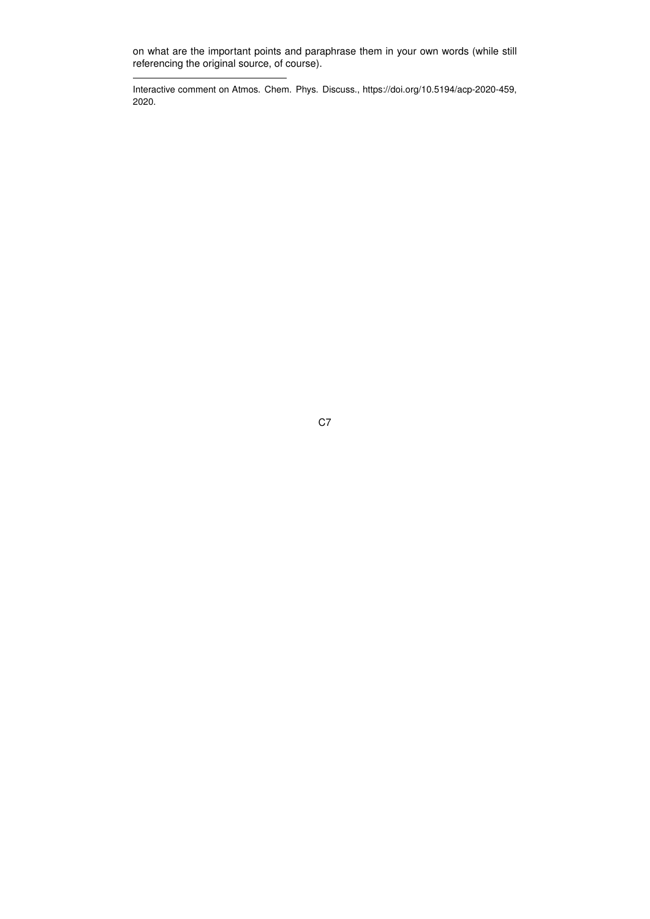on what are the important points and paraphrase them in your own words (while still referencing the original source, of course).

---

Interactive comment on Atmos. Chem. Phys. Discuss., https://doi.org/10.5194/acp-2020-459, 2020.